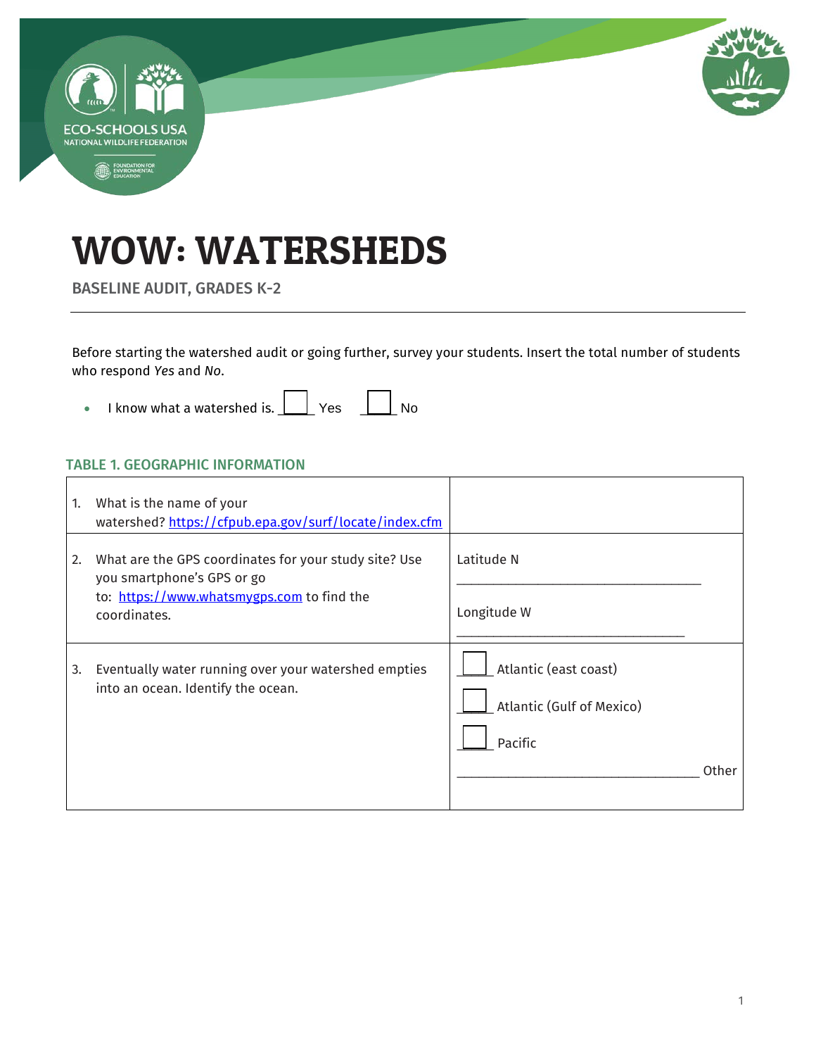# WOW: WATERSHEDS

## BASELINE AUDIT, GRADES K-2

---

Before starting the watershed audit or going further, survey your students. Insert the total number of students who respond *Yes* and *No*.

- I know what a watershed is. ___ Yes ___ No

### TABLE 1. GEOGRAPHIC INFORMATION

| | |
|---|---|
| 1. What is the name of your watershed? https://cfpub.epa.gov/surf/locate/index.cfm | |
| 2. What are the GPS coordinates for your study site? Use you smartphone's GPS or go to: https://www.whatsmygps.com to find the coordinates. | Latitude N ___________________________________ Longitude W _________________________________ |
| 3. Eventually water running over your watershed empties into an ocean. Identify the ocean. | ___ Atlantic (east coast) ___ Atlantic (Gulf of Mexico) ___ Pacific ___________________________________ Other |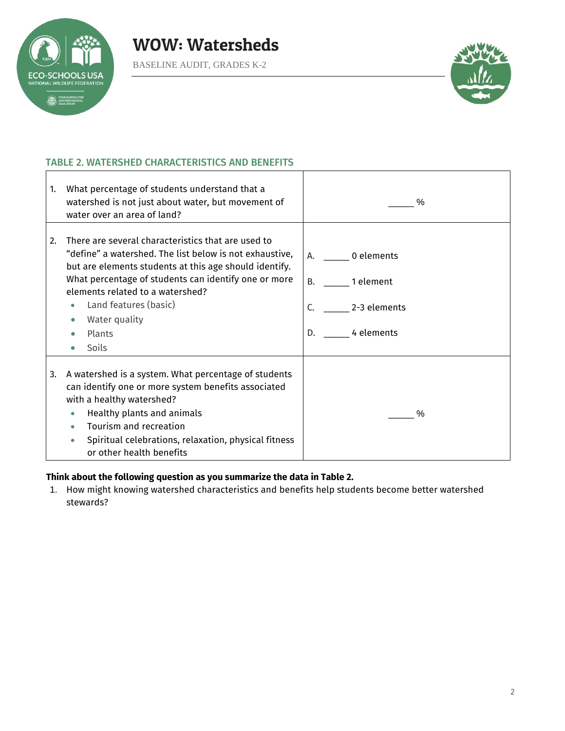### TABLE 2. WATERSHED CHARACTERISTICS AND BENEFITS

| | |
|---|---|
| 1. What percentage of students understand that a watershed is not just about water, but movement of water over an area of land? | _____ % |
| 2. There are several characteristics that are used to "define" a watershed. The list below is not exhaustive, but are elements students at this age should identify. What percentage of students can identify one or more elements related to a watershed?<br>• Land features (basic)<br>• Water quality<br>• Plants<br>• Soils | A. _____ 0 elements<br>B. _____ 1 element<br>C. _____ 2-3 elements<br>D. _____ 4 elements |
| 3. A watershed is a system. What percentage of students can identify one or more system benefits associated with a healthy watershed?<br>• Healthy plants and animals<br>• Tourism and recreation<br>• Spiritual celebrations, relaxation, physical fitness or other health benefits | _____ % |

**Think about the following question as you summarize the data in Table 2.**

1. How might knowing watershed characteristics and benefits help students become better watershed stewards?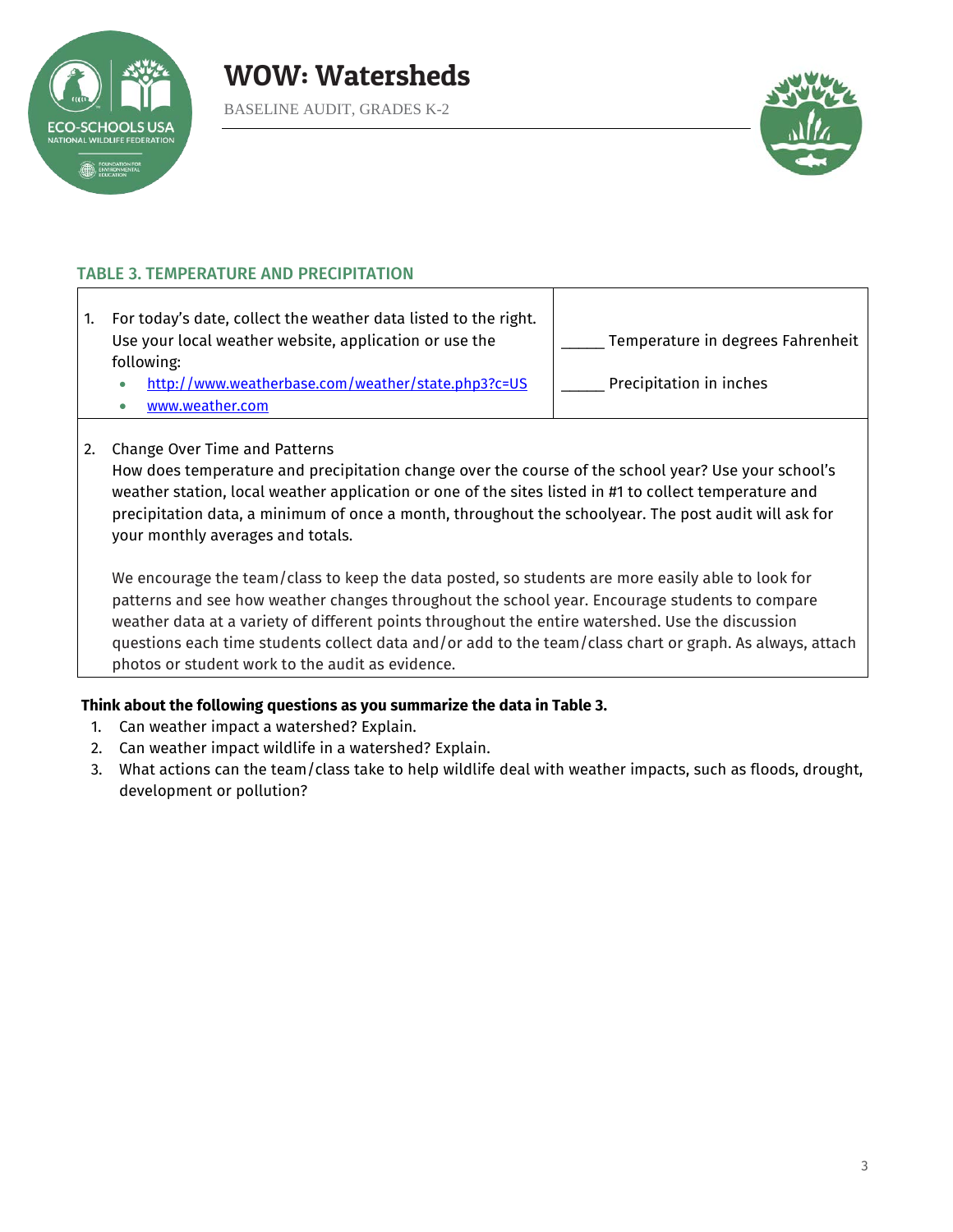### TABLE 3. TEMPERATURE AND PRECIPITATION

| | |
|---|---|
| 1. For today's date, collect the weather data listed to the right. Use your local weather website, application or use the following:<br>• http://www.weatherbase.com/weather/state.php3?c=US<br>• www.weather.com | _____ Temperature in degrees Fahrenheit<br><br>_____ Precipitation in inches |
| 2. Change Over Time and Patterns<br>How does temperature and precipitation change over the course of the school year? Use your school's weather station, local weather application or one of the sites listed in #1 to collect temperature and precipitation data, a minimum of once a month, throughout the schoolyear. The post audit will ask for your monthly averages and totals.<br><br>We encourage the team/class to keep the data posted, so students are more easily able to look for patterns and see how weather changes throughout the school year. Encourage students to compare weather data at a variety of different points throughout the entire watershed. Use the discussion questions each time students collect data and/or add to the team/class chart or graph. As always, attach photos or student work to the audit as evidence. | |

**Think about the following questions as you summarize the data in Table 3.**

1. Can weather impact a watershed? Explain.
2. Can weather impact wildlife in a watershed? Explain.
3. What actions can the team/class take to help wildlife deal with weather impacts, such as floods, drought, development or pollution?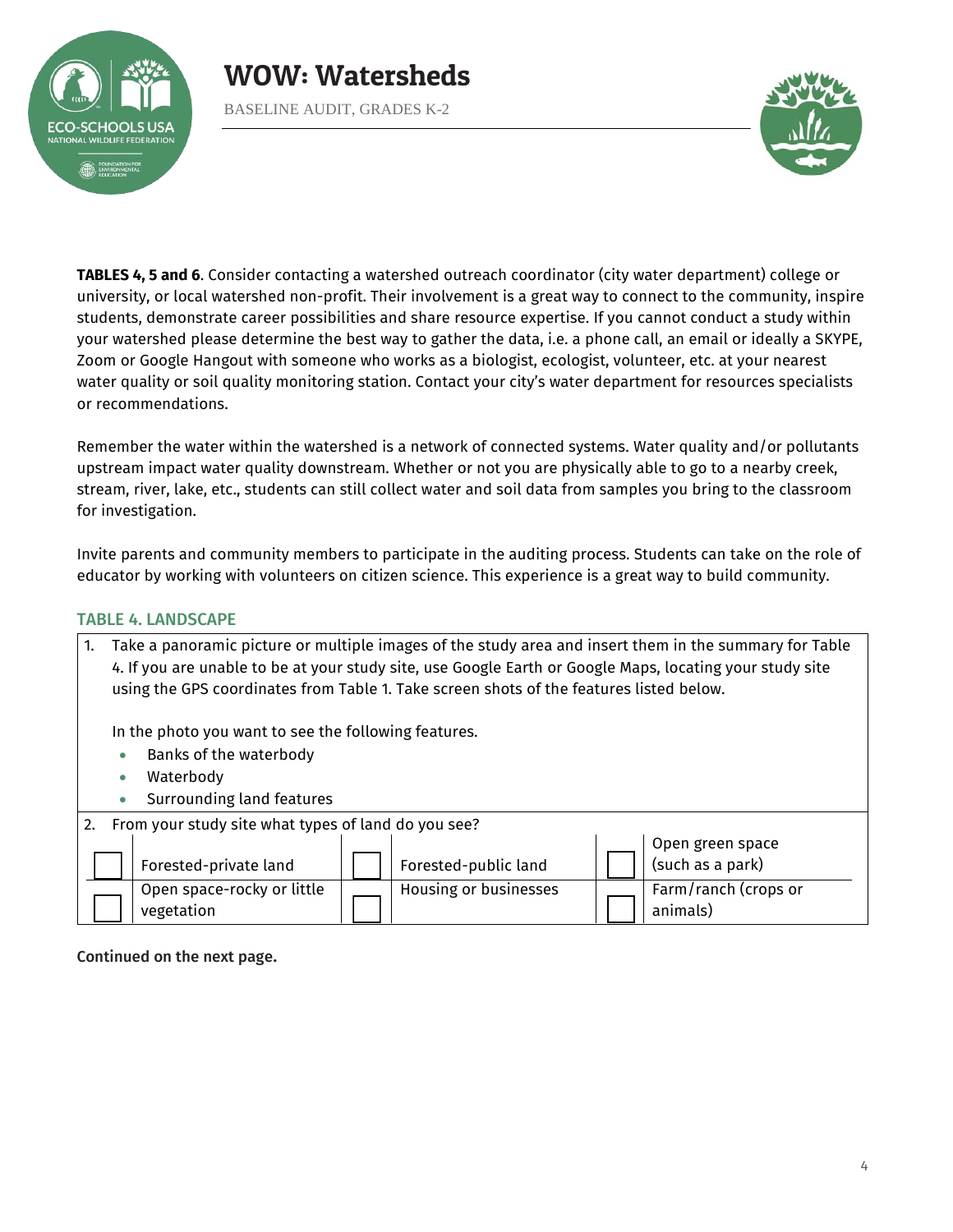**TABLES 4, 5 and 6**. Consider contacting a watershed outreach coordinator (city water department) college or university, or local watershed non-profit. Their involvement is a great way to connect to the community, inspire students, demonstrate career possibilities and share resource expertise. If you cannot conduct a study within your watershed please determine the best way to gather the data, i.e. a phone call, an email or ideally a SKYPE, Zoom or Google Hangout with someone who works as a biologist, ecologist, volunteer, etc. at your nearest water quality or soil quality monitoring station. Contact your city's water department for resources specialists or recommendations.

Remember the water within the watershed is a network of connected systems. Water quality and/or pollutants upstream impact water quality downstream. Whether or not you are physically able to go to a nearby creek, stream, river, lake, etc., students can still collect water and soil data from samples you bring to the classroom for investigation.

Invite parents and community members to participate in the auditing process. Students can take on the role of educator by working with volunteers on citizen science. This experience is a great way to build community.

## TABLE 4. LANDSCAPE

1. Take a panoramic picture or multiple images of the study area and insert them in the summary for Table 4. If you are unable to be at your study site, use Google Earth or Google Maps, locating your study site using the GPS coordinates from Table 1. Take screen shots of the features listed below.

   In the photo you want to see the following features.
   - Banks of the waterbody
   - Waterbody
   - Surrounding land features

2. From your study site what types of land do you see?

| | | | | | |
|---|---|---|---|---|---|
| ☐ | Forested-private land | ☐ | Forested-public land | ☐ | Open green space (such as a park) |
| ☐ | Open space-rocky or little vegetation | ☐ | Housing or businesses | ☐ | Farm/ranch (crops or animals) |

**Continued on the next page.**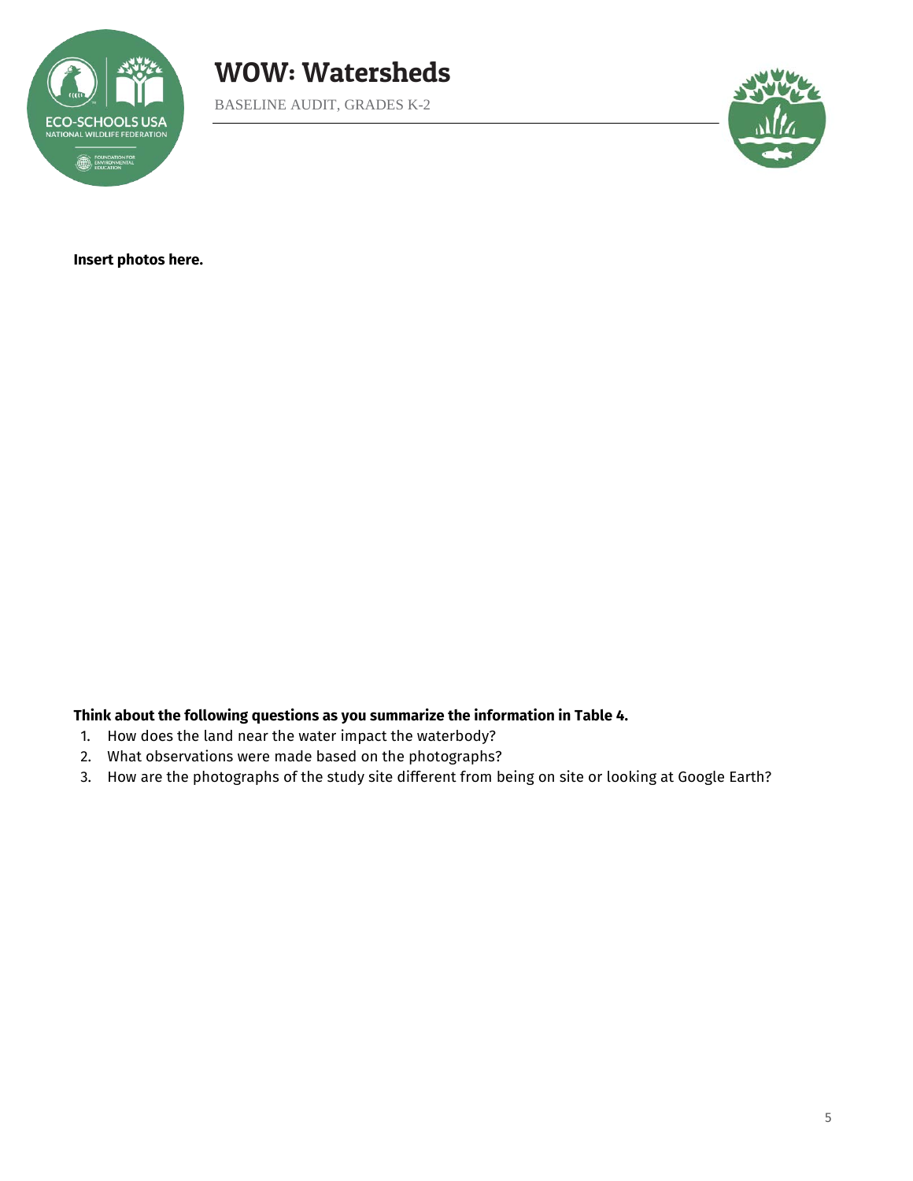**Insert photos here.**

**Think about the following questions as you summarize the information in Table 4.**

1. How does the land near the water impact the waterbody?
2. What observations were made based on the photographs?
3. How are the photographs of the study site different from being on site or looking at Google Earth?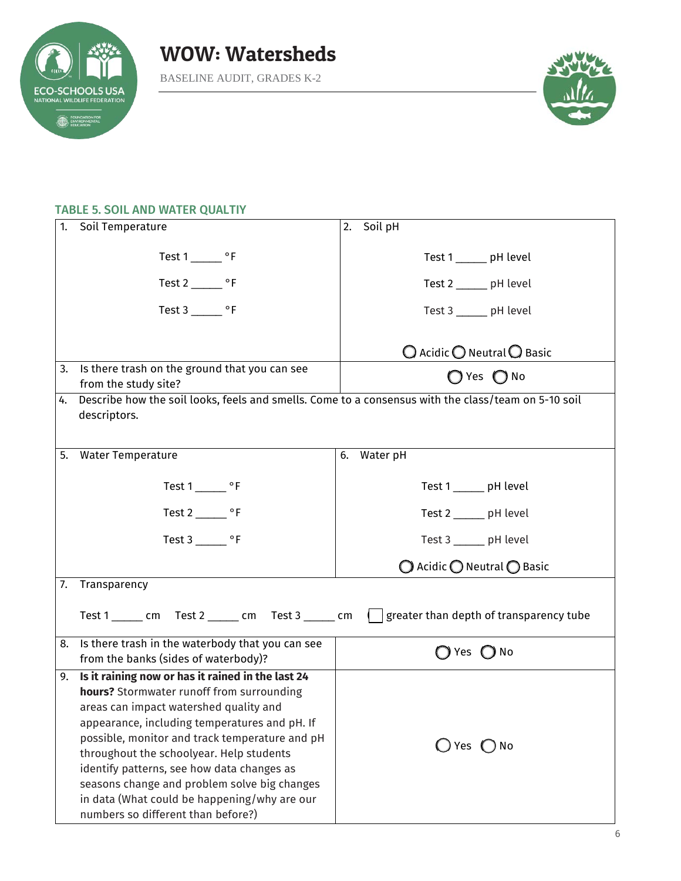### TABLE 5. SOIL AND WATER QUALTIY

| | |
|---|---|
| 1. Soil Temperature<br><br>Test 1 ______ °F<br><br>Test 2 ______ °F<br><br>Test 3 ______ °F | 2. Soil pH<br><br>Test 1 ______ pH level<br><br>Test 2 ______ pH level<br><br>Test 3 ______ pH level<br><br>◯ Acidic ◯ Neutral ◯ Basic |
| 3. Is there trash on the ground that you can see from the study site? | ◯ Yes ◯ No |
| 4. Describe how the soil looks, feels and smells. Come to a consensus with the class/team on 5-10 soil descriptors. | |
| 5. Water Temperature<br><br>Test 1 ______ °F<br><br>Test 2 ______ °F<br><br>Test 3 ______ °F | 6. Water pH<br><br>Test 1 ______ pH level<br><br>Test 2 ______ pH level<br><br>Test 3 ______ pH level<br><br>◯ Acidic ◯ Neutral ◯ Basic |
| 7. Transparency<br><br>Test 1 ______ cm Test 2 ______ cm Test 3 ______ cm ☐ greater than depth of transparency tube | |
| 8. Is there trash in the waterbody that you can see from the banks (sides of waterbody)? | ◯ Yes ◯ No |
| 9. **Is it raining now or has it rained in the last 24 hours?** Stormwater runoff from surrounding areas can impact watershed quality and appearance, including temperatures and pH. If possible, monitor and track temperature and pH throughout the schoolyear. Help students identify patterns, see how data changes as seasons change and problem solve big changes in data (What could be happening/why are our numbers so different than before?) | ◯ Yes ◯ No |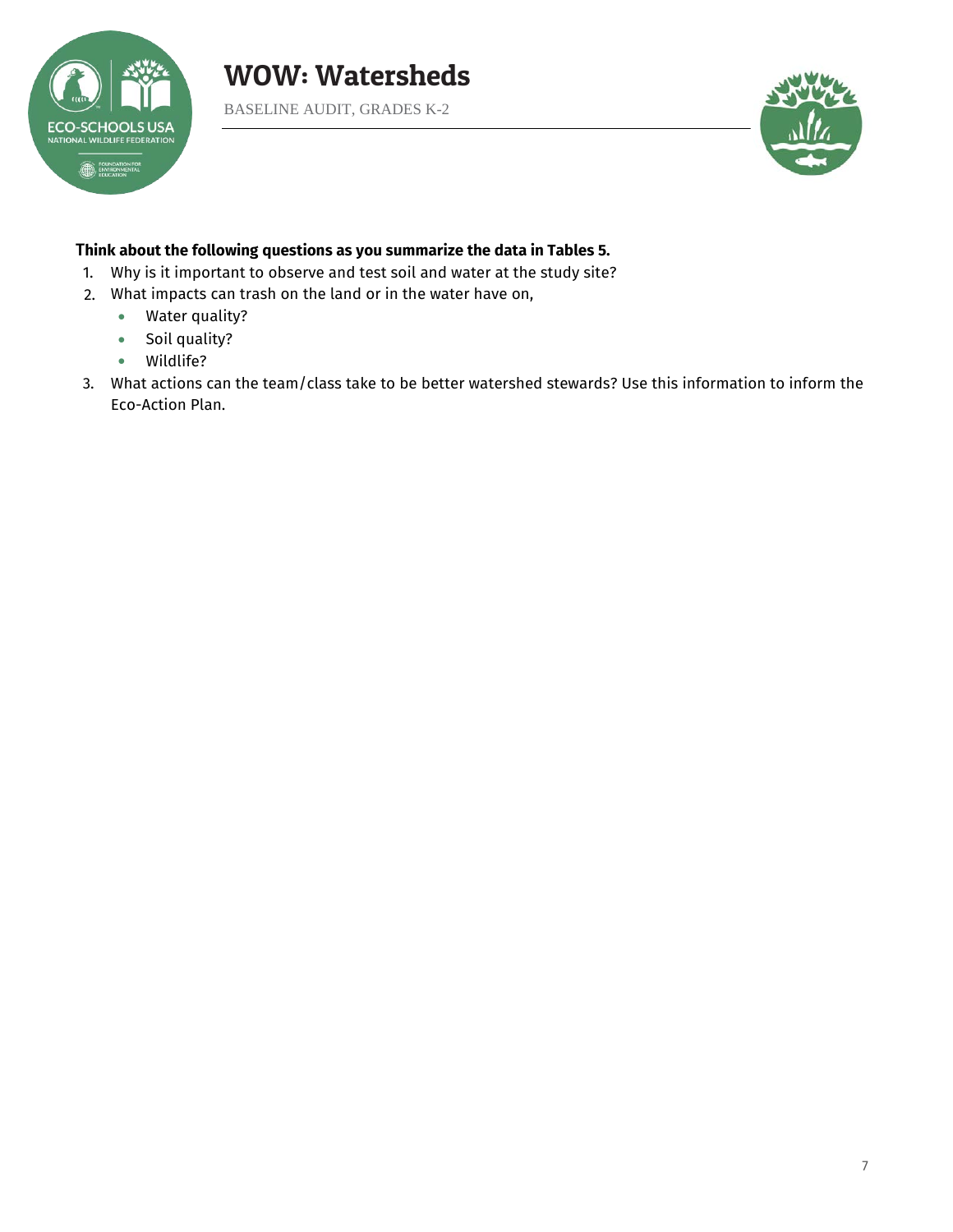**Think about the following questions as you summarize the data in Tables 5.**

1. Why is it important to observe and test soil and water at the study site?
2. What impacts can trash on the land or in the water have on,
   - Water quality?
   - Soil quality?
   - Wildlife?
3. What actions can the team/class take to be better watershed stewards? Use this information to inform the Eco-Action Plan.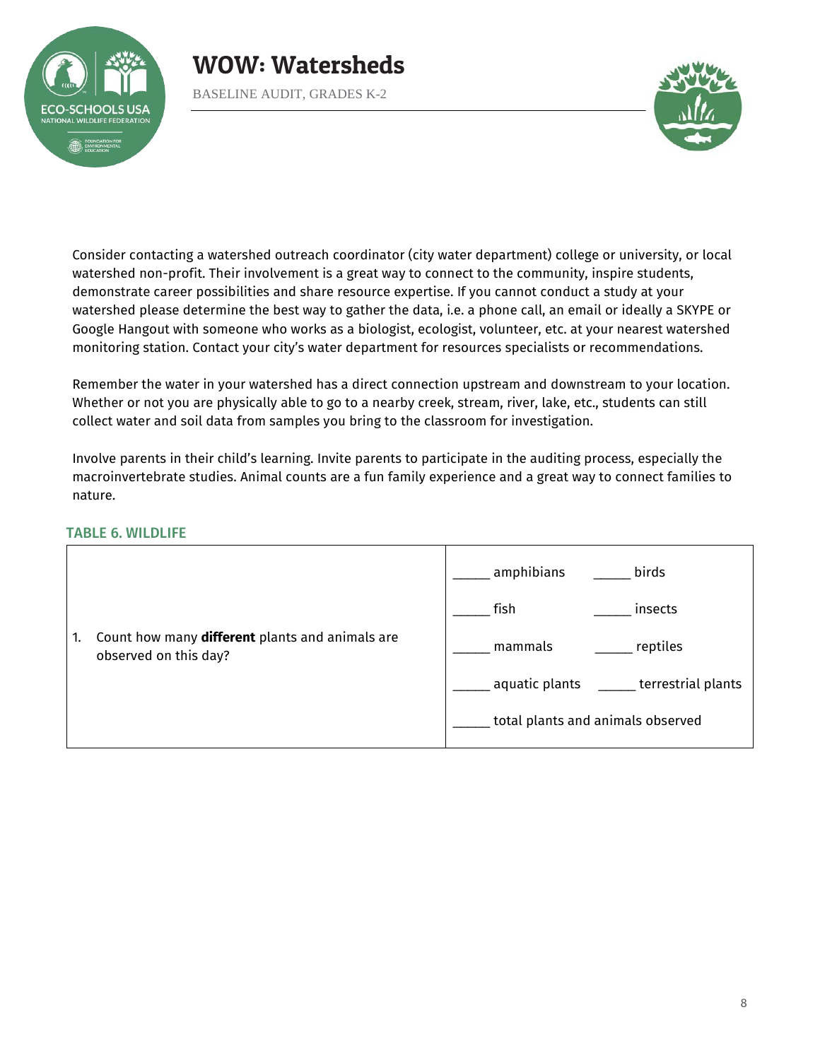Consider contacting a watershed outreach coordinator (city water department) college or university, or local watershed non-profit. Their involvement is a great way to connect to the community, inspire students, demonstrate career possibilities and share resource expertise. If you cannot conduct a study at your watershed please determine the best way to gather the data, i.e. a phone call, an email or ideally a SKYPE or Google Hangout with someone who works as a biologist, ecologist, volunteer, etc. at your nearest watershed monitoring station. Contact your city's water department for resources specialists or recommendations.

Remember the water in your watershed has a direct connection upstream and downstream to your location. Whether or not you are physically able to go to a nearby creek, stream, river, lake, etc., students can still collect water and soil data from samples you bring to the classroom for investigation.

Involve parents in their child's learning. Invite parents to participate in the auditing process, especially the macroinvertebrate studies. Animal counts are a fun family experience and a great way to connect families to nature.

### TABLE 6. WILDLIFE

| | |
|---|---|
| 1. Count how many **different** plants and animals are observed on this day? | _____ amphibians _____ birds<br>_____ fish _____ insects<br>_____ mammals _____ reptiles<br>_____ aquatic plants _____ terrestrial plants<br>_____ total plants and animals observed |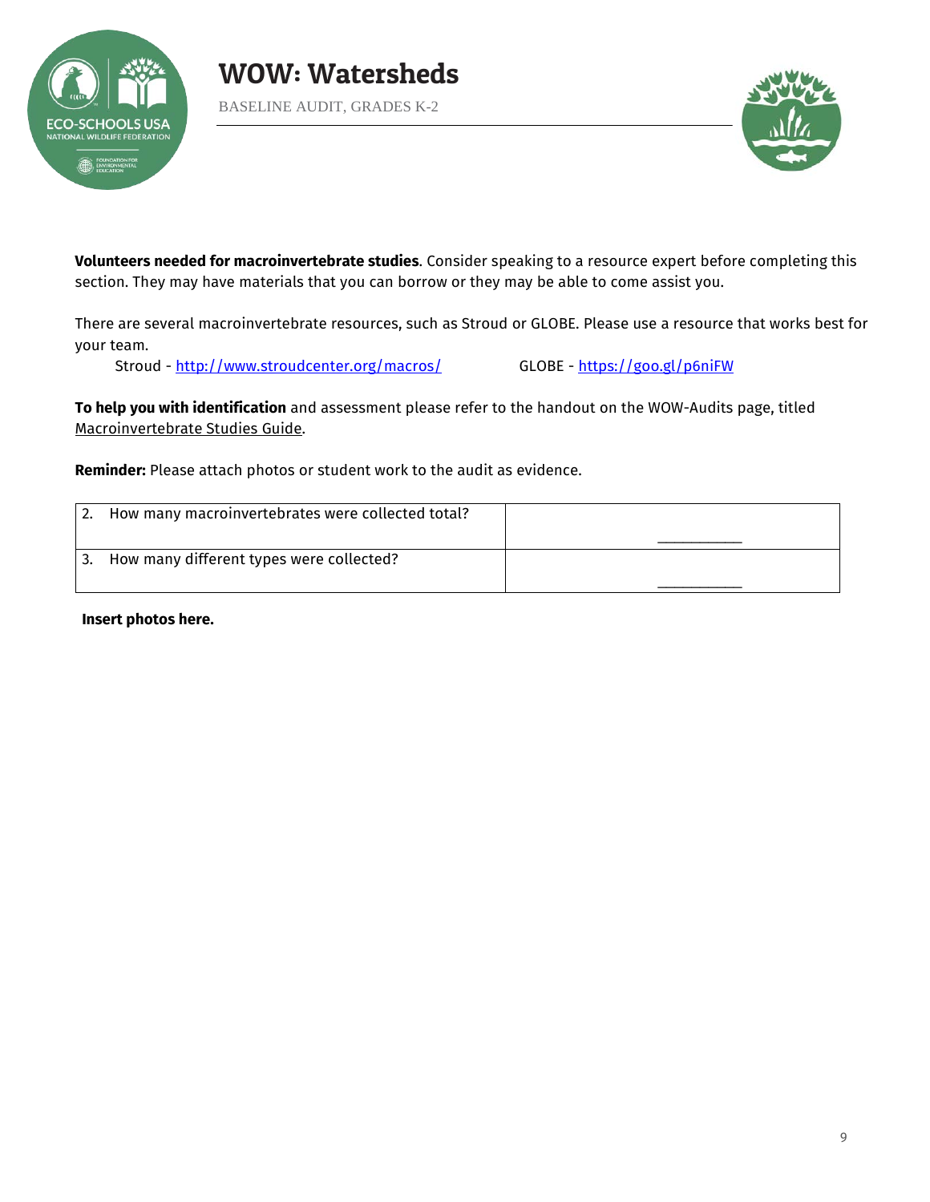**Volunteers needed for macroinvertebrate studies**. Consider speaking to a resource expert before completing this section. They may have materials that you can borrow or they may be able to come assist you.

There are several macroinvertebrate resources, such as Stroud or GLOBE. Please use a resource that works best for your team.

Stroud - [http://www.stroudcenter.org/macros/](http://www.stroudcenter.org/macros/) GLOBE - [https://goo.gl/p6niFW](https://goo.gl/p6niFW)

**To help you with identification** and assessment please refer to the handout on the WOW-Audits page, titled Macroinvertebrate Studies Guide.

**Reminder:** Please attach photos or student work to the audit as evidence.

| | |
|---|---|
| 2. How many macroinvertebrates were collected total? | __________ |
| 3. How many different types were collected? | __________ |

**Insert photos here.**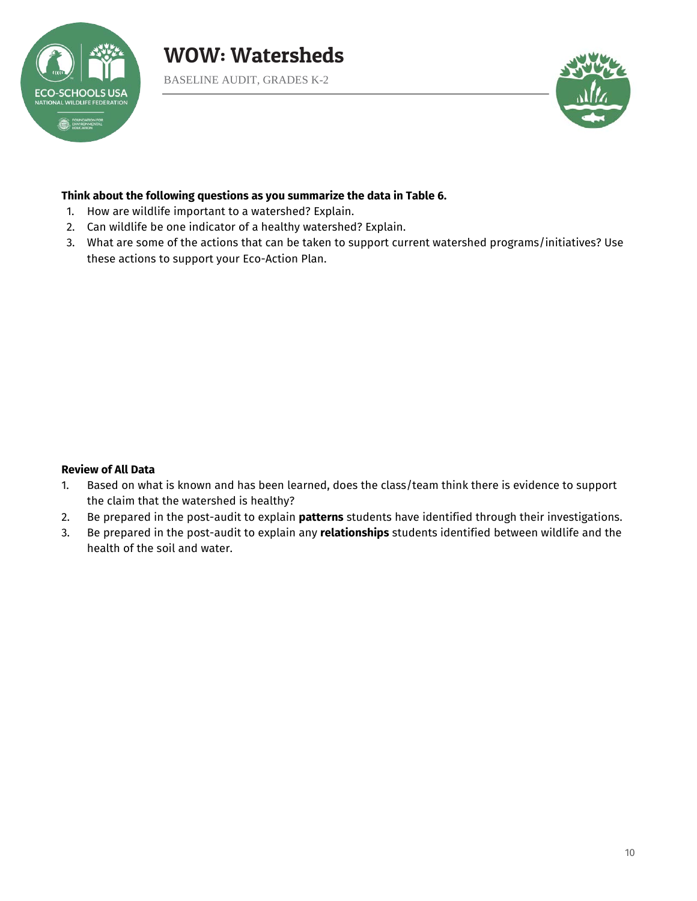# WOW: Watersheds

BASELINE AUDIT, GRADES K-2

**Think about the following questions as you summarize the data in Table 6.**

1. How are wildlife important to a watershed? Explain.
2. Can wildlife be one indicator of a healthy watershed? Explain.
3. What are some of the actions that can be taken to support current watershed programs/initiatives? Use these actions to support your Eco-Action Plan.

**Review of All Data**

1. Based on what is known and has been learned, does the class/team think there is evidence to support the claim that the watershed is healthy?
2. Be prepared in the post-audit to explain **patterns** students have identified through their investigations.
3. Be prepared in the post-audit to explain any **relationships** students identified between wildlife and the health of the soil and water.